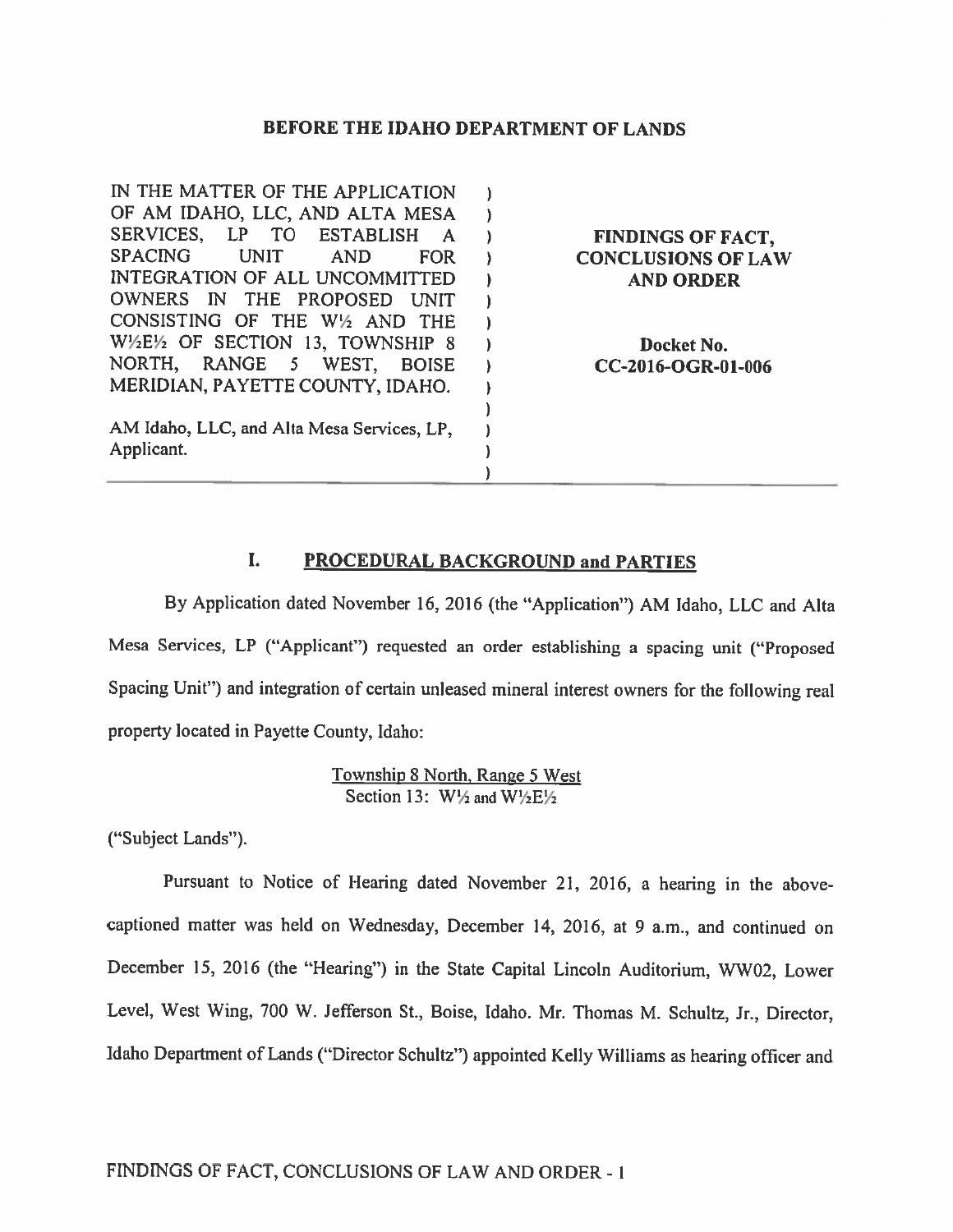**BEFORE THE IDAHO DEPARTMENT OF LANDS**

| | |
|---|---|
| IN THE MATTER OF THE APPLICATION OF AM IDAHO, LLC, AND ALTA MESA SERVICES, LP TO ESTABLISH A SPACING UNIT AND FOR INTEGRATION OF ALL UNCOMMITTED OWNERS IN THE PROPOSED UNIT CONSISTING OF THE W½ AND THE W½E½ OF SECTION 13, TOWNSHIP 8 NORTH, RANGE 5 WEST, BOISE MERIDIAN, PAYETTE COUNTY, IDAHO.<br><br>AM Idaho, LLC, and Alta Mesa Services, LP, Applicant. | **FINDINGS OF FACT, CONCLUSIONS OF LAW AND ORDER**<br><br>**Docket No. CC-2016-OGR-01-006** |

## I. PROCEDURAL BACKGROUND and PARTIES

By Application dated November 16, 2016 (the "Application") AM Idaho, LLC and Alta Mesa Services, LP ("Applicant") requested an order establishing a spacing unit ("Proposed Spacing Unit") and integration of certain unleased mineral interest owners for the following real property located in Payette County, Idaho:

Township 8 North, Range 5 West
Section 13: W½ and W½E½

("Subject Lands").

Pursuant to Notice of Hearing dated November 21, 2016, a hearing in the above-captioned matter was held on Wednesday, December 14, 2016, at 9 a.m., and continued on December 15, 2016 (the "Hearing") in the State Capital Lincoln Auditorium, WW02, Lower Level, West Wing, 700 W. Jefferson St., Boise, Idaho. Mr. Thomas M. Schultz, Jr., Director, Idaho Department of Lands ("Director Schultz") appointed Kelly Williams as hearing officer and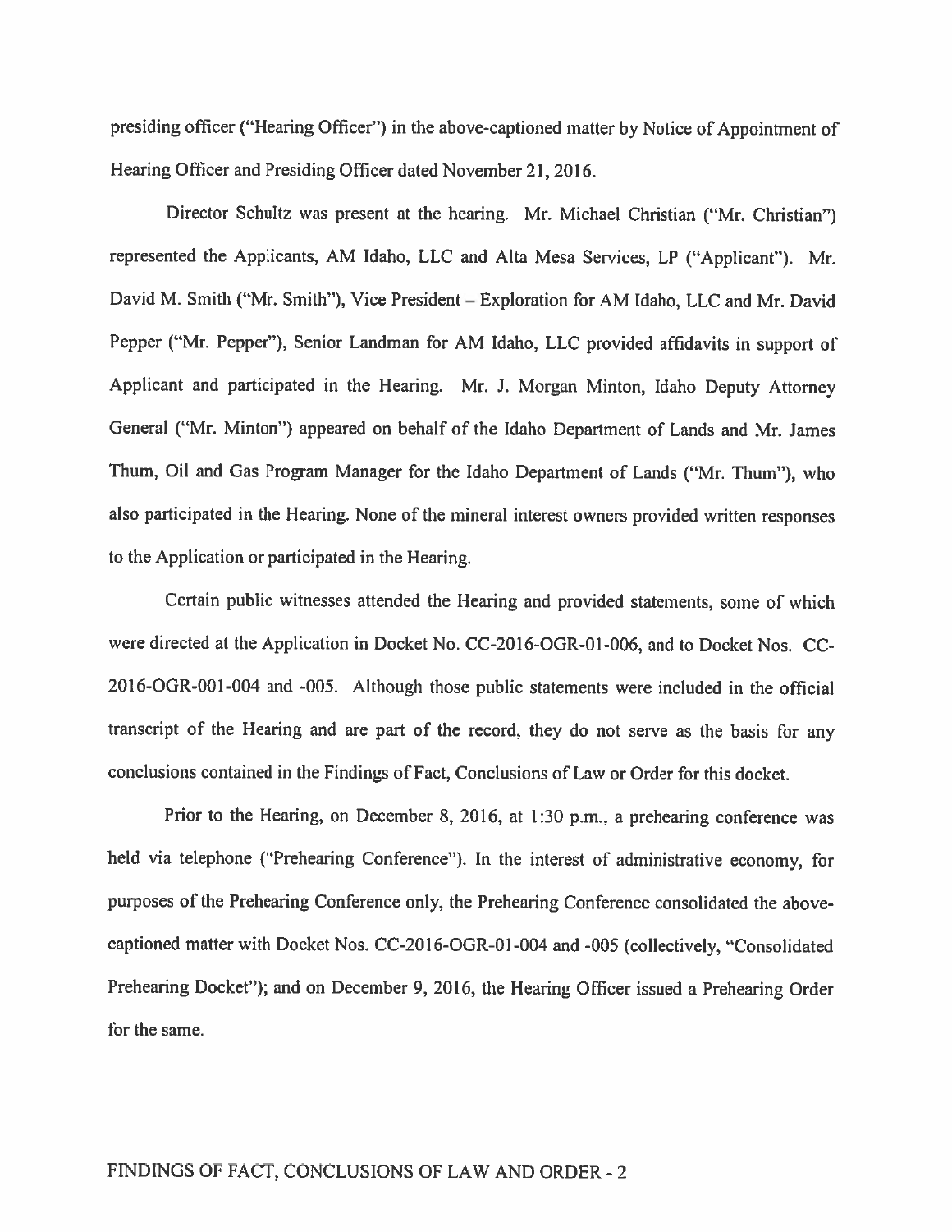presiding officer ("Hearing Officer") in the above-captioned matter by Notice of Appointment of Hearing Officer and Presiding Officer dated November 21, 2016.

Director Schultz was present at the hearing. Mr. Michael Christian ("Mr. Christian") represented the Applicants, AM Idaho, LLC and Alta Mesa Services, LP ("Applicant"). Mr. David M. Smith ("Mr. Smith"), Vice President – Exploration for AM Idaho, LLC and Mr. David Pepper ("Mr. Pepper"), Senior Landman for AM Idaho, LLC provided affidavits in support of Applicant and participated in the Hearing. Mr. J. Morgan Minton, Idaho Deputy Attorney General ("Mr. Minton") appeared on behalf of the Idaho Department of Lands and Mr. James Thum, Oil and Gas Program Manager for the Idaho Department of Lands ("Mr. Thum"), who also participated in the Hearing. None of the mineral interest owners provided written responses to the Application or participated in the Hearing.

Certain public witnesses attended the Hearing and provided statements, some of which were directed at the Application in Docket No. CC-2016-OGR-01-006, and to Docket Nos. CC-2016-OGR-001-004 and -005. Although those public statements were included in the official transcript of the Hearing and are part of the record, they do not serve as the basis for any conclusions contained in the Findings of Fact, Conclusions of Law or Order for this docket.

Prior to the Hearing, on December 8, 2016, at 1:30 p.m., a prehearing conference was held via telephone ("Prehearing Conference"). In the interest of administrative economy, for purposes of the Prehearing Conference only, the Prehearing Conference consolidated the above-captioned matter with Docket Nos. CC-2016-OGR-01-004 and -005 (collectively, "Consolidated Prehearing Docket"); and on December 9, 2016, the Hearing Officer issued a Prehearing Order for the same.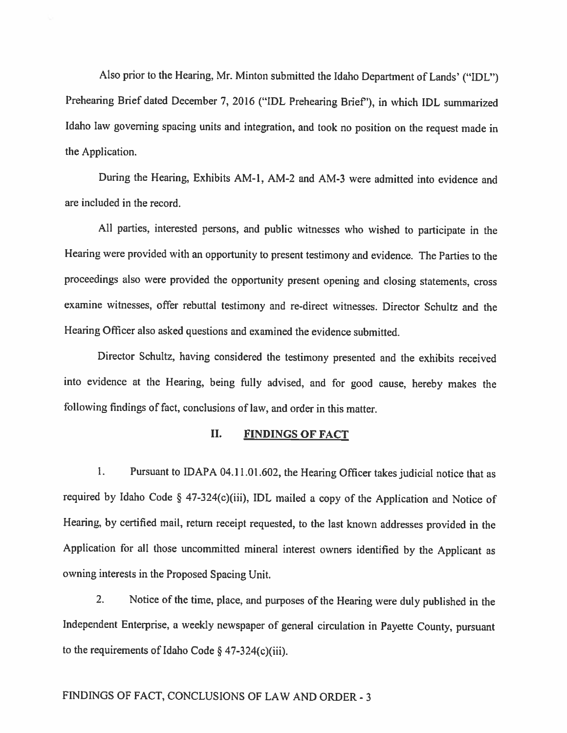Also prior to the Hearing, Mr. Minton submitted the Idaho Department of Lands' ("IDL") Prehearing Brief dated December 7, 2016 ("IDL Prehearing Brief"), in which IDL summarized Idaho law governing spacing units and integration, and took no position on the request made in the Application.

During the Hearing, Exhibits AM-1, AM-2 and AM-3 were admitted into evidence and are included in the record.

All parties, interested persons, and public witnesses who wished to participate in the Hearing were provided with an opportunity to present testimony and evidence. The Parties to the proceedings also were provided the opportunity present opening and closing statements, cross examine witnesses, offer rebuttal testimony and re-direct witnesses. Director Schultz and the Hearing Officer also asked questions and examined the evidence submitted.

Director Schultz, having considered the testimony presented and the exhibits received into evidence at the Hearing, being fully advised, and for good cause, hereby makes the following findings of fact, conclusions of law, and order in this matter.

## II. FINDINGS OF FACT

1. Pursuant to IDAPA 04.11.01.602, the Hearing Officer takes judicial notice that as required by Idaho Code § 47-324(c)(iii), IDL mailed a copy of the Application and Notice of Hearing, by certified mail, return receipt requested, to the last known addresses provided in the Application for all those uncommitted mineral interest owners identified by the Applicant as owning interests in the Proposed Spacing Unit.

2. Notice of the time, place, and purposes of the Hearing were duly published in the Independent Enterprise, a weekly newspaper of general circulation in Payette County, pursuant to the requirements of Idaho Code § 47-324(c)(iii).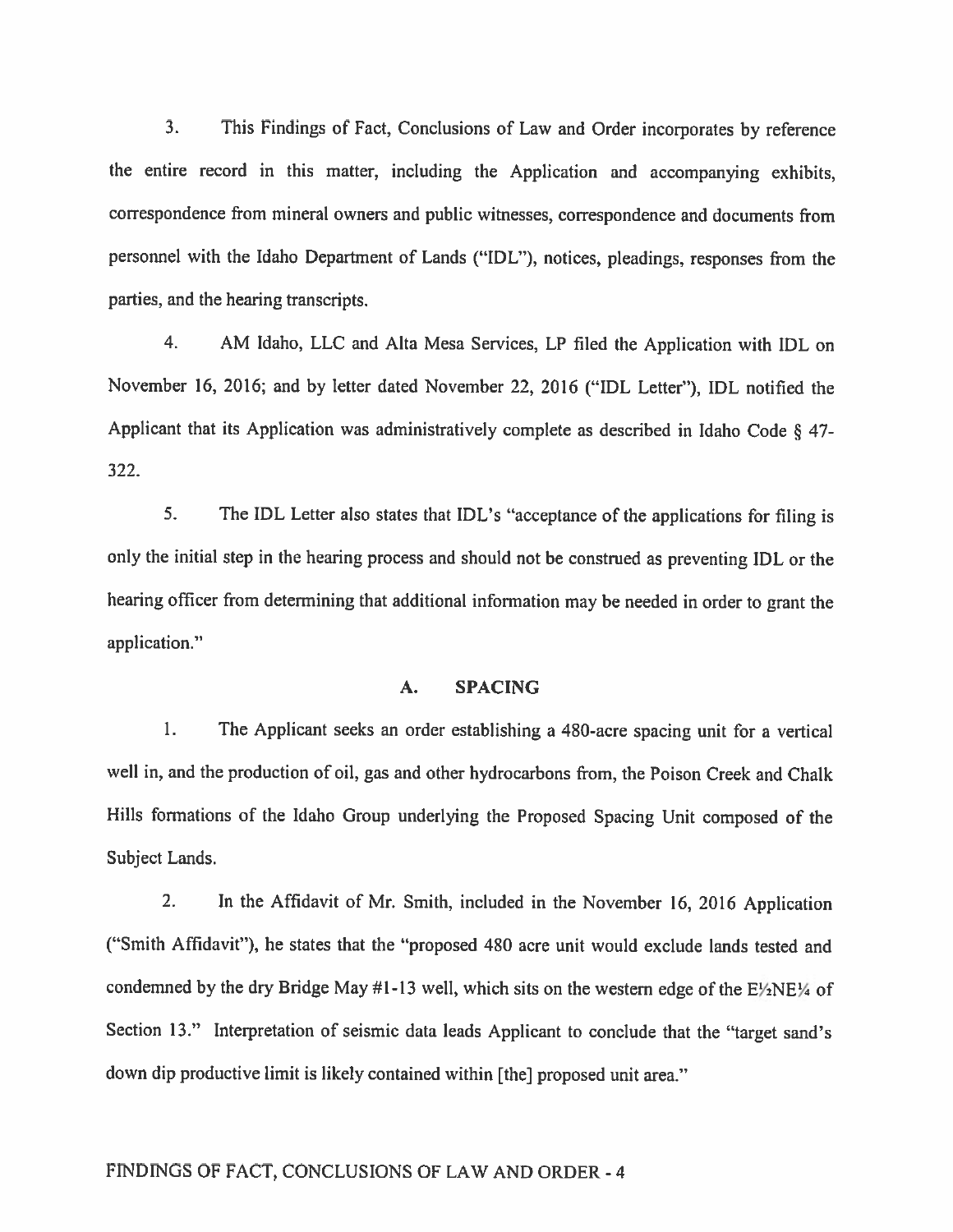3. This Findings of Fact, Conclusions of Law and Order incorporates by reference the entire record in this matter, including the Application and accompanying exhibits, correspondence from mineral owners and public witnesses, correspondence and documents from personnel with the Idaho Department of Lands ("IDL"), notices, pleadings, responses from the parties, and the hearing transcripts.

4. AM Idaho, LLC and Alta Mesa Services, LP filed the Application with IDL on November 16, 2016; and by letter dated November 22, 2016 ("IDL Letter"), IDL notified the Applicant that its Application was administratively complete as described in Idaho Code § 47-322.

5. The IDL Letter also states that IDL's "acceptance of the applications for filing is only the initial step in the hearing process and should not be construed as preventing IDL or the hearing officer from determining that additional information may be needed in order to grant the application."

## A. SPACING

1. The Applicant seeks an order establishing a 480-acre spacing unit for a vertical well in, and the production of oil, gas and other hydrocarbons from, the Poison Creek and Chalk Hills formations of the Idaho Group underlying the Proposed Spacing Unit composed of the Subject Lands.

2. In the Affidavit of Mr. Smith, included in the November 16, 2016 Application ("Smith Affidavit"), he states that the "proposed 480 acre unit would exclude lands tested and condemned by the dry Bridge May #1-13 well, which sits on the western edge of the E½NE¼ of Section 13." Interpretation of seismic data leads Applicant to conclude that the "target sand's down dip productive limit is likely contained within [the] proposed unit area."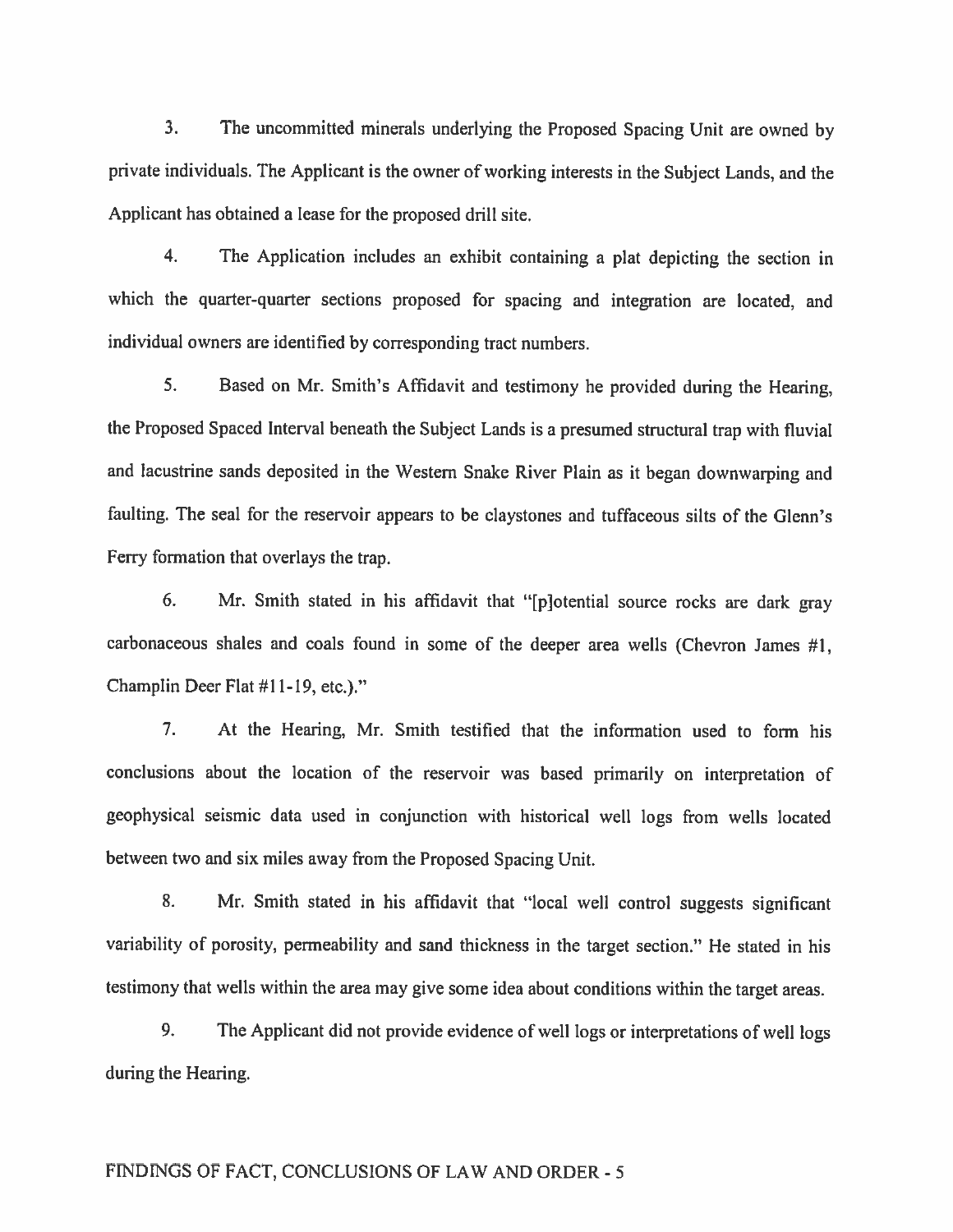3. The uncommitted minerals underlying the Proposed Spacing Unit are owned by private individuals. The Applicant is the owner of working interests in the Subject Lands, and the Applicant has obtained a lease for the proposed drill site.

4. The Application includes an exhibit containing a plat depicting the section in which the quarter-quarter sections proposed for spacing and integration are located, and individual owners are identified by corresponding tract numbers.

5. Based on Mr. Smith's Affidavit and testimony he provided during the Hearing, the Proposed Spaced Interval beneath the Subject Lands is a presumed structural trap with fluvial and lacustrine sands deposited in the Western Snake River Plain as it began downwarping and faulting. The seal for the reservoir appears to be claystones and tuffaceous silts of the Glenn's Ferry formation that overlays the trap.

6. Mr. Smith stated in his affidavit that "[p]otential source rocks are dark gray carbonaceous shales and coals found in some of the deeper area wells (Chevron James #1, Champlin Deer Flat #11-19, etc.)."

7. At the Hearing, Mr. Smith testified that the information used to form his conclusions about the location of the reservoir was based primarily on interpretation of geophysical seismic data used in conjunction with historical well logs from wells located between two and six miles away from the Proposed Spacing Unit.

8. Mr. Smith stated in his affidavit that "local well control suggests significant variability of porosity, permeability and sand thickness in the target section." He stated in his testimony that wells within the area may give some idea about conditions within the target areas.

9. The Applicant did not provide evidence of well logs or interpretations of well logs during the Hearing.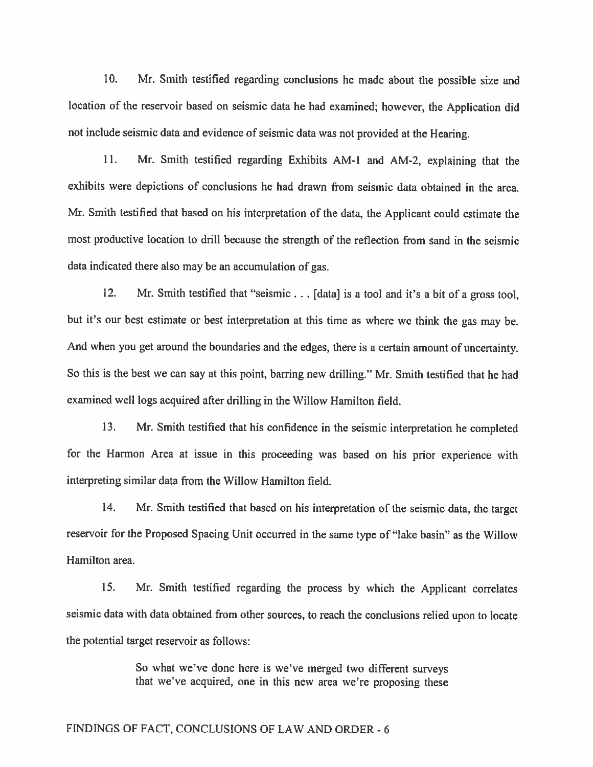10. Mr. Smith testified regarding conclusions he made about the possible size and location of the reservoir based on seismic data he had examined; however, the Application did not include seismic data and evidence of seismic data was not provided at the Hearing.

11. Mr. Smith testified regarding Exhibits AM-1 and AM-2, explaining that the exhibits were depictions of conclusions he had drawn from seismic data obtained in the area. Mr. Smith testified that based on his interpretation of the data, the Applicant could estimate the most productive location to drill because the strength of the reflection from sand in the seismic data indicated there also may be an accumulation of gas.

12. Mr. Smith testified that "seismic . . . [data] is a tool and it's a bit of a gross tool, but it's our best estimate or best interpretation at this time as where we think the gas may be. And when you get around the boundaries and the edges, there is a certain amount of uncertainty. So this is the best we can say at this point, barring new drilling." Mr. Smith testified that he had examined well logs acquired after drilling in the Willow Hamilton field.

13. Mr. Smith testified that his confidence in the seismic interpretation he completed for the Harmon Area at issue in this proceeding was based on his prior experience with interpreting similar data from the Willow Hamilton field.

14. Mr. Smith testified that based on his interpretation of the seismic data, the target reservoir for the Proposed Spacing Unit occurred in the same type of "lake basin" as the Willow Hamilton area.

15. Mr. Smith testified regarding the process by which the Applicant correlates seismic data with data obtained from other sources, to reach the conclusions relied upon to locate the potential target reservoir as follows:

> So what we've done here is we've merged two different surveys that we've acquired, one in this new area we're proposing these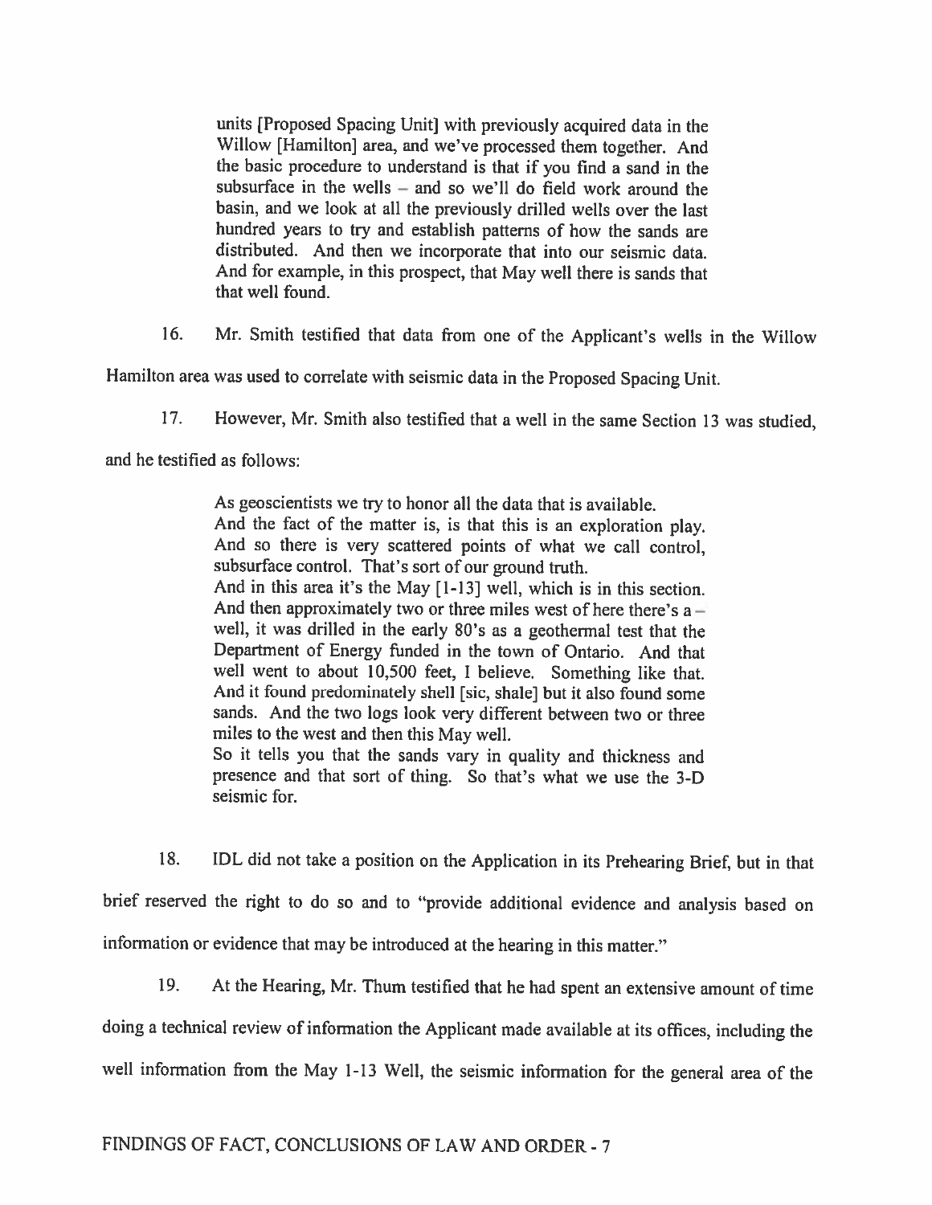> units [Proposed Spacing Unit] with previously acquired data in the Willow [Hamilton] area, and we've processed them together. And the basic procedure to understand is that if you find a sand in the subsurface in the wells – and so we'll do field work around the basin, and we look at all the previously drilled wells over the last hundred years to try and establish patterns of how the sands are distributed. And then we incorporate that into our seismic data. And for example, in this prospect, that May well there is sands that that well found.

16. Mr. Smith testified that data from one of the Applicant's wells in the Willow Hamilton area was used to correlate with seismic data in the Proposed Spacing Unit.

17. However, Mr. Smith also testified that a well in the same Section 13 was studied, and he testified as follows:

> As geoscientists we try to honor all the data that is available.
> And the fact of the matter is, is that this is an exploration play. And so there is very scattered points of what we call control, subsurface control. That's sort of our ground truth.
> And in this area it's the May [1-13] well, which is in this section. And then approximately two or three miles west of here there's a – well, it was drilled in the early 80's as a geothermal test that the Department of Energy funded in the town of Ontario. And that well went to about 10,500 feet, I believe. Something like that. And it found predominately shell [sic, shale] but it also found some sands. And the two logs look very different between two or three miles to the west and then this May well.
> So it tells you that the sands vary in quality and thickness and presence and that sort of thing. So that's what we use the 3-D seismic for.

18. IDL did not take a position on the Application in its Prehearing Brief, but in that brief reserved the right to do so and to "provide additional evidence and analysis based on information or evidence that may be introduced at the hearing in this matter."

19. At the Hearing, Mr. Thum testified that he had spent an extensive amount of time doing a technical review of information the Applicant made available at its offices, including the well information from the May 1-13 Well, the seismic information for the general area of the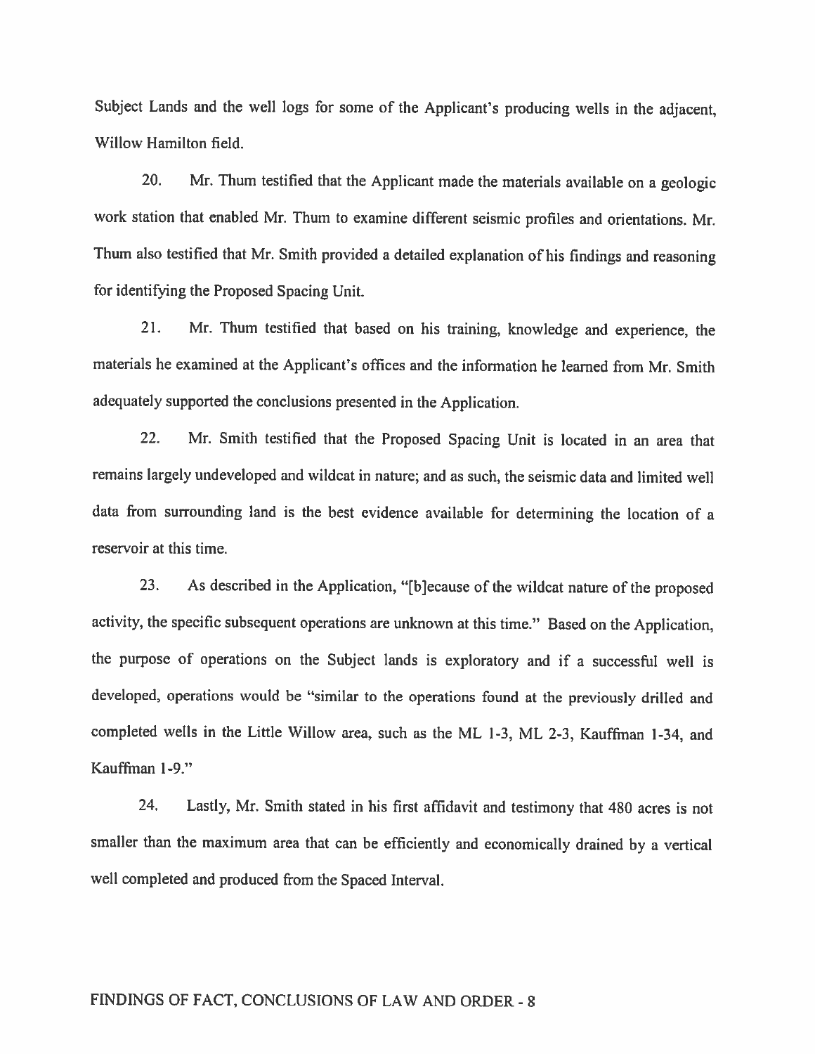Subject Lands and the well logs for some of the Applicant's producing wells in the adjacent, Willow Hamilton field.

20. Mr. Thum testified that the Applicant made the materials available on a geologic work station that enabled Mr. Thum to examine different seismic profiles and orientations. Mr. Thum also testified that Mr. Smith provided a detailed explanation of his findings and reasoning for identifying the Proposed Spacing Unit.

21. Mr. Thum testified that based on his training, knowledge and experience, the materials he examined at the Applicant's offices and the information he learned from Mr. Smith adequately supported the conclusions presented in the Application.

22. Mr. Smith testified that the Proposed Spacing Unit is located in an area that remains largely undeveloped and wildcat in nature; and as such, the seismic data and limited well data from surrounding land is the best evidence available for determining the location of a reservoir at this time.

23. As described in the Application, "[b]ecause of the wildcat nature of the proposed activity, the specific subsequent operations are unknown at this time." Based on the Application, the purpose of operations on the Subject lands is exploratory and if a successful well is developed, operations would be "similar to the operations found at the previously drilled and completed wells in the Little Willow area, such as the ML 1-3, ML 2-3, Kauffman 1-34, and Kauffman 1-9."

24. Lastly, Mr. Smith stated in his first affidavit and testimony that 480 acres is not smaller than the maximum area that can be efficiently and economically drained by a vertical well completed and produced from the Spaced Interval.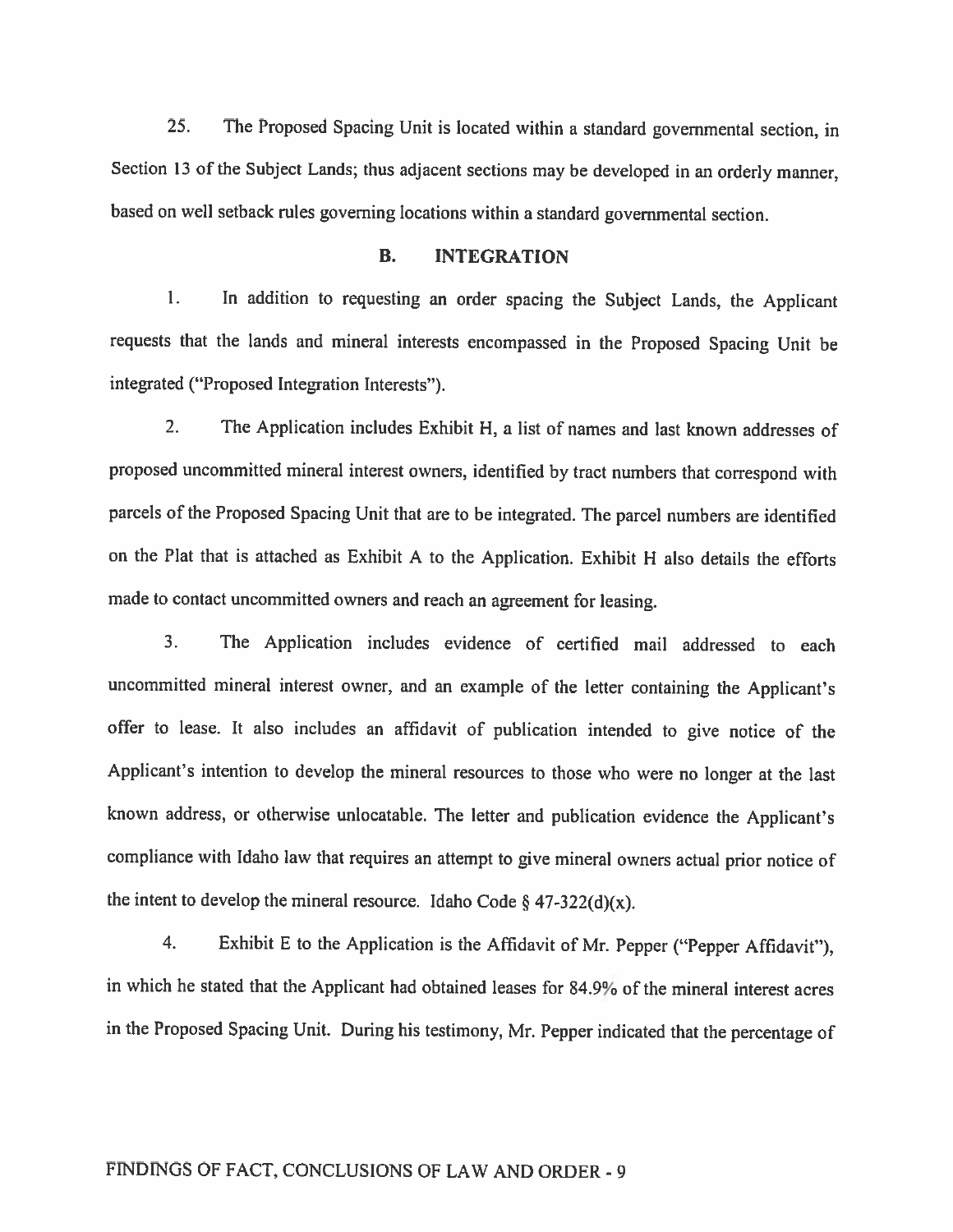25. The Proposed Spacing Unit is located within a standard governmental section, in Section 13 of the Subject Lands; thus adjacent sections may be developed in an orderly manner, based on well setback rules governing locations within a standard governmental section.

## B. INTEGRATION

1. In addition to requesting an order spacing the Subject Lands, the Applicant requests that the lands and mineral interests encompassed in the Proposed Spacing Unit be integrated ("Proposed Integration Interests").

2. The Application includes Exhibit H, a list of names and last known addresses of proposed uncommitted mineral interest owners, identified by tract numbers that correspond with parcels of the Proposed Spacing Unit that are to be integrated. The parcel numbers are identified on the Plat that is attached as Exhibit A to the Application. Exhibit H also details the efforts made to contact uncommitted owners and reach an agreement for leasing.

3. The Application includes evidence of certified mail addressed to each uncommitted mineral interest owner, and an example of the letter containing the Applicant's offer to lease. It also includes an affidavit of publication intended to give notice of the Applicant's intention to develop the mineral resources to those who were no longer at the last known address, or otherwise unlocatable. The letter and publication evidence the Applicant's compliance with Idaho law that requires an attempt to give mineral owners actual prior notice of the intent to develop the mineral resource. Idaho Code § 47-322(d)(x).

4. Exhibit E to the Application is the Affidavit of Mr. Pepper ("Pepper Affidavit"), in which he stated that the Applicant had obtained leases for 84.9% of the mineral interest acres in the Proposed Spacing Unit. During his testimony, Mr. Pepper indicated that the percentage of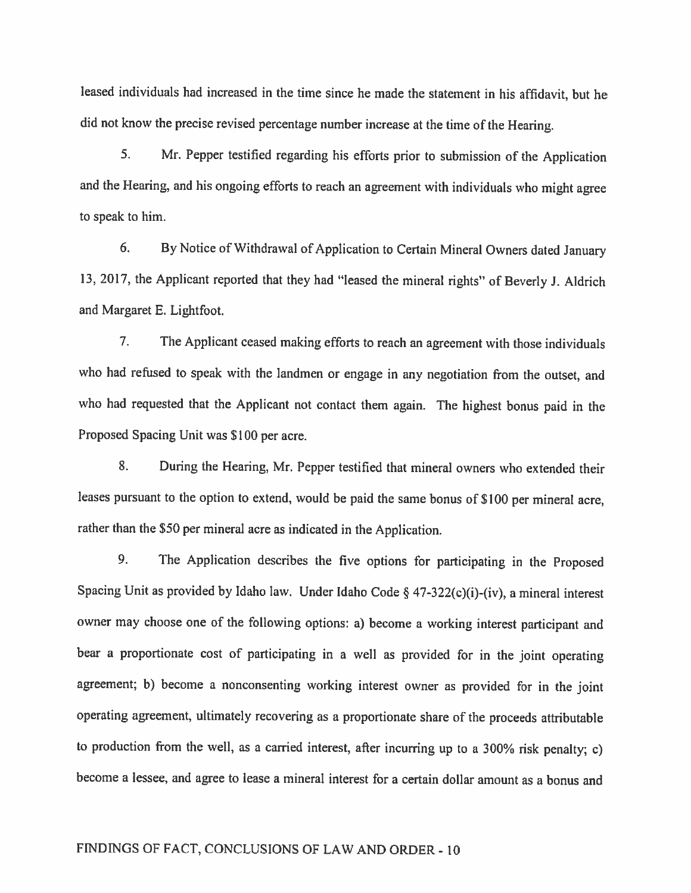leased individuals had increased in the time since he made the statement in his affidavit, but he did not know the precise revised percentage number increase at the time of the Hearing.

5. Mr. Pepper testified regarding his efforts prior to submission of the Application and the Hearing, and his ongoing efforts to reach an agreement with individuals who might agree to speak to him.

6. By Notice of Withdrawal of Application to Certain Mineral Owners dated January 13, 2017, the Applicant reported that they had "leased the mineral rights" of Beverly J. Aldrich and Margaret E. Lightfoot.

7. The Applicant ceased making efforts to reach an agreement with those individuals who had refused to speak with the landmen or engage in any negotiation from the outset, and who had requested that the Applicant not contact them again. The highest bonus paid in the Proposed Spacing Unit was $100 per acre.

8. During the Hearing, Mr. Pepper testified that mineral owners who extended their leases pursuant to the option to extend, would be paid the same bonus of $100 per mineral acre, rather than the $50 per mineral acre as indicated in the Application.

9. The Application describes the five options for participating in the Proposed Spacing Unit as provided by Idaho law. Under Idaho Code § 47-322(c)(i)-(iv), a mineral interest owner may choose one of the following options: a) become a working interest participant and bear a proportionate cost of participating in a well as provided for in the joint operating agreement; b) become a nonconsenting working interest owner as provided for in the joint operating agreement, ultimately recovering as a proportionate share of the proceeds attributable to production from the well, as a carried interest, after incurring up to a 300% risk penalty; c) become a lessee, and agree to lease a mineral interest for a certain dollar amount as a bonus and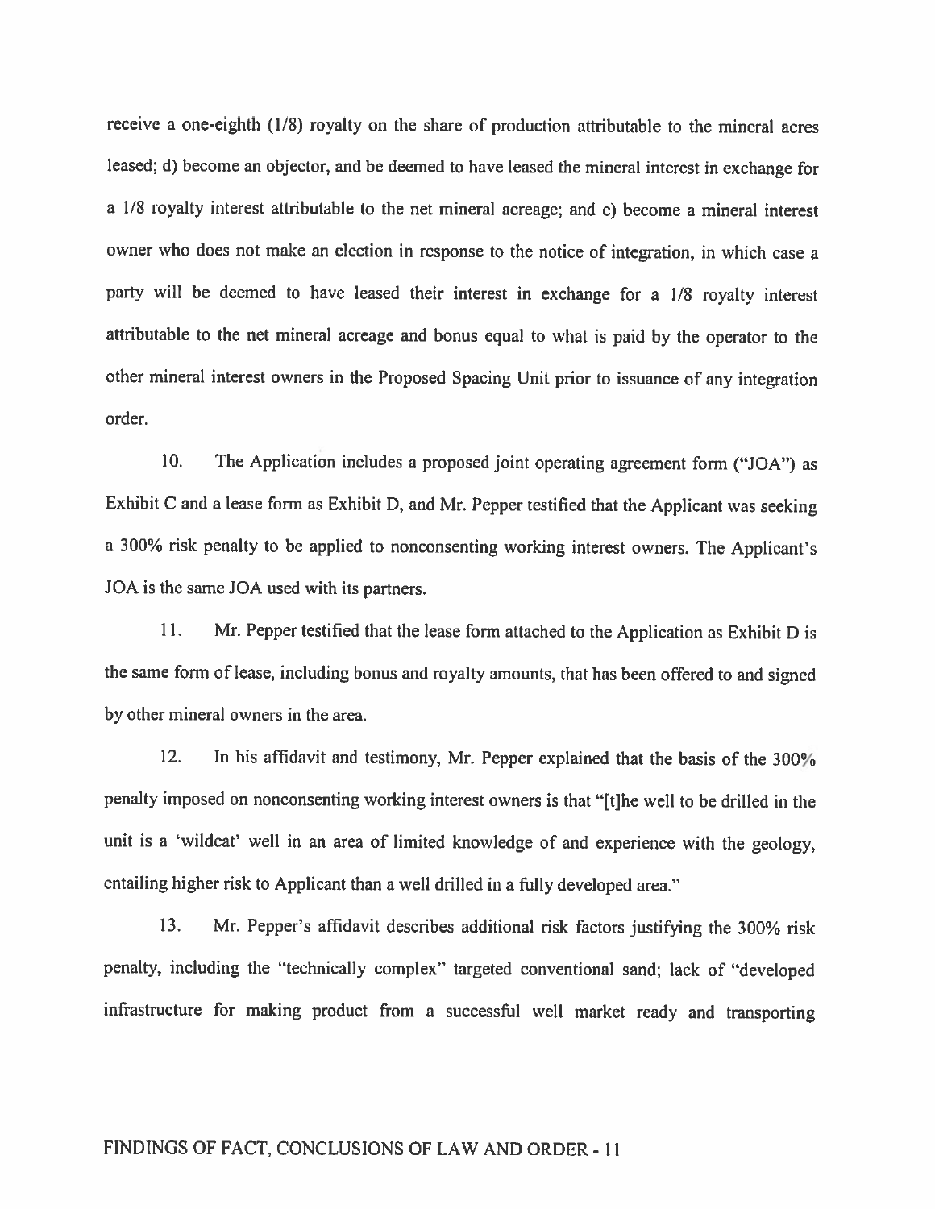receive a one-eighth (1/8) royalty on the share of production attributable to the mineral acres leased; d) become an objector, and be deemed to have leased the mineral interest in exchange for a 1/8 royalty interest attributable to the net mineral acreage; and e) become a mineral interest owner who does not make an election in response to the notice of integration, in which case a party will be deemed to have leased their interest in exchange for a 1/8 royalty interest attributable to the net mineral acreage and bonus equal to what is paid by the operator to the other mineral interest owners in the Proposed Spacing Unit prior to issuance of any integration order.

10. The Application includes a proposed joint operating agreement form ("JOA") as Exhibit C and a lease form as Exhibit D, and Mr. Pepper testified that the Applicant was seeking a 300% risk penalty to be applied to nonconsenting working interest owners. The Applicant's JOA is the same JOA used with its partners.

11. Mr. Pepper testified that the lease form attached to the Application as Exhibit D is the same form of lease, including bonus and royalty amounts, that has been offered to and signed by other mineral owners in the area.

12. In his affidavit and testimony, Mr. Pepper explained that the basis of the 300% penalty imposed on nonconsenting working interest owners is that "[t]he well to be drilled in the unit is a 'wildcat' well in an area of limited knowledge of and experience with the geology, entailing higher risk to Applicant than a well drilled in a fully developed area."

13. Mr. Pepper's affidavit describes additional risk factors justifying the 300% risk penalty, including the "technically complex" targeted conventional sand; lack of "developed infrastructure for making product from a successful well market ready and transporting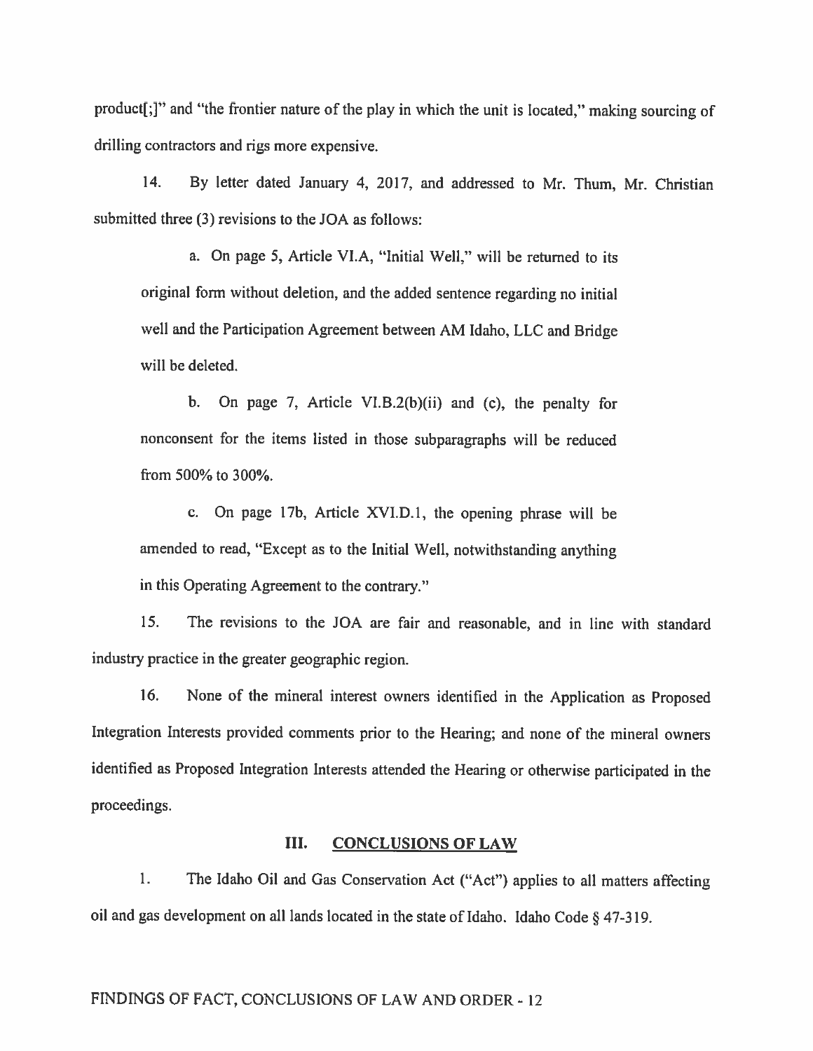product[;]" and "the frontier nature of the play in which the unit is located," making sourcing of drilling contractors and rigs more expensive.

14. By letter dated January 4, 2017, and addressed to Mr. Thum, Mr. Christian submitted three (3) revisions to the JOA as follows:

> a. On page 5, Article VI.A, "Initial Well," will be returned to its original form without deletion, and the added sentence regarding no initial well and the Participation Agreement between AM Idaho, LLC and Bridge will be deleted.
>
> b. On page 7, Article VI.B.2(b)(ii) and (c), the penalty for nonconsent for the items listed in those subparagraphs will be reduced from 500% to 300%.
>
> c. On page 17b, Article XVI.D.1, the opening phrase will be amended to read, "Except as to the Initial Well, notwithstanding anything in this Operating Agreement to the contrary."

15. The revisions to the JOA are fair and reasonable, and in line with standard industry practice in the greater geographic region.

16. None of the mineral interest owners identified in the Application as Proposed Integration Interests provided comments prior to the Hearing; and none of the mineral owners identified as Proposed Integration Interests attended the Hearing or otherwise participated in the proceedings.

## III. CONCLUSIONS OF LAW

1. The Idaho Oil and Gas Conservation Act ("Act") applies to all matters affecting oil and gas development on all lands located in the state of Idaho. Idaho Code § 47-319.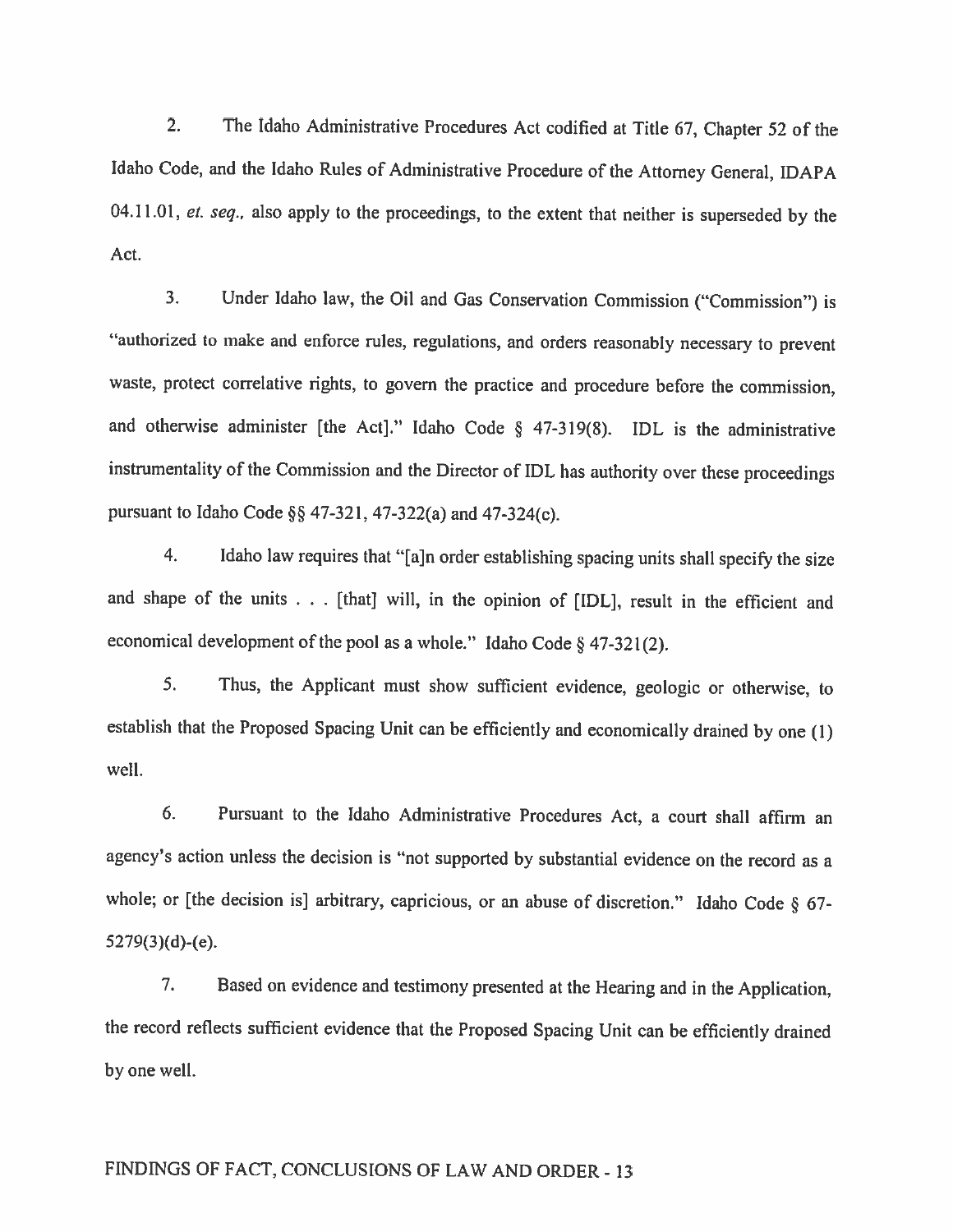2. The Idaho Administrative Procedures Act codified at Title 67, Chapter 52 of the Idaho Code, and the Idaho Rules of Administrative Procedure of the Attorney General, IDAPA 04.11.01, *et. seq.*, also apply to the proceedings, to the extent that neither is superseded by the Act.

3. Under Idaho law, the Oil and Gas Conservation Commission ("Commission") is "authorized to make and enforce rules, regulations, and orders reasonably necessary to prevent waste, protect correlative rights, to govern the practice and procedure before the commission, and otherwise administer [the Act]." Idaho Code § 47-319(8). IDL is the administrative instrumentality of the Commission and the Director of IDL has authority over these proceedings pursuant to Idaho Code §§ 47-321, 47-322(a) and 47-324(c).

4. Idaho law requires that "[a]n order establishing spacing units shall specify the size and shape of the units . . . [that] will, in the opinion of [IDL], result in the efficient and economical development of the pool as a whole." Idaho Code § 47-321(2).

5. Thus, the Applicant must show sufficient evidence, geologic or otherwise, to establish that the Proposed Spacing Unit can be efficiently and economically drained by one (1) well.

6. Pursuant to the Idaho Administrative Procedures Act, a court shall affirm an agency's action unless the decision is "not supported by substantial evidence on the record as a whole; or [the decision is] arbitrary, capricious, or an abuse of discretion." Idaho Code § 67-5279(3)(d)-(e).

7. Based on evidence and testimony presented at the Hearing and in the Application, the record reflects sufficient evidence that the Proposed Spacing Unit can be efficiently drained by one well.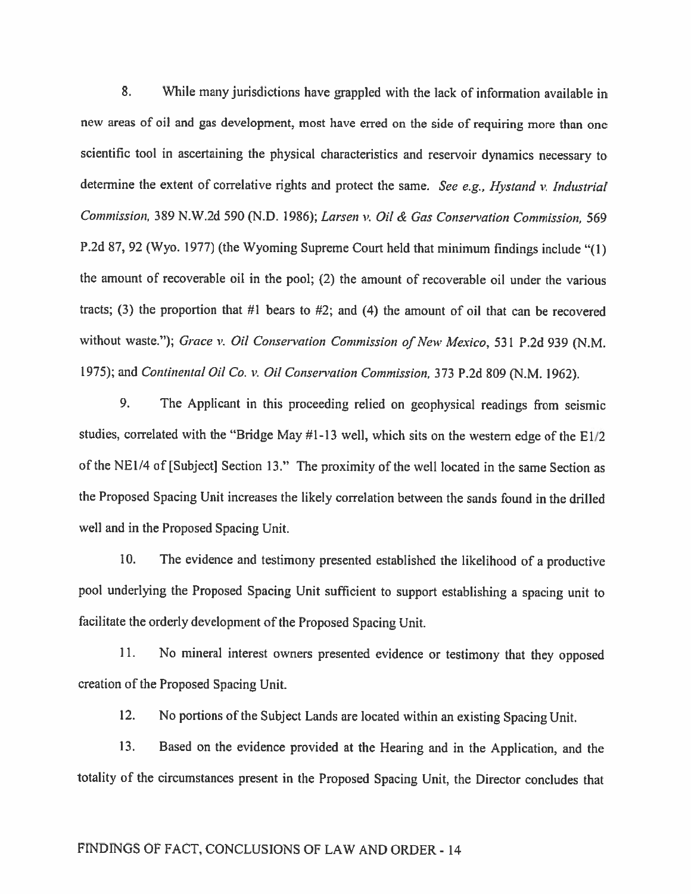8. While many jurisdictions have grappled with the lack of information available in new areas of oil and gas development, most have erred on the side of requiring more than one scientific tool in ascertaining the physical characteristics and reservoir dynamics necessary to determine the extent of correlative rights and protect the same. *See e.g., Hystand v. Industrial Commission*, 389 N.W.2d 590 (N.D. 1986); *Larsen v. Oil & Gas Conservation Commission*, 569 P.2d 87, 92 (Wyo. 1977) (the Wyoming Supreme Court held that minimum findings include "(1) the amount of recoverable oil in the pool; (2) the amount of recoverable oil under the various tracts; (3) the proportion that #1 bears to #2; and (4) the amount of oil that can be recovered without waste."); *Grace v. Oil Conservation Commission of New Mexico*, 531 P.2d 939 (N.M. 1975); and *Continental Oil Co. v. Oil Conservation Commission*, 373 P.2d 809 (N.M. 1962).

9. The Applicant in this proceeding relied on geophysical readings from seismic studies, correlated with the "Bridge May #1-13 well, which sits on the western edge of the E1/2 of the NE1/4 of [Subject] Section 13." The proximity of the well located in the same Section as the Proposed Spacing Unit increases the likely correlation between the sands found in the drilled well and in the Proposed Spacing Unit.

10. The evidence and testimony presented established the likelihood of a productive pool underlying the Proposed Spacing Unit sufficient to support establishing a spacing unit to facilitate the orderly development of the Proposed Spacing Unit.

11. No mineral interest owners presented evidence or testimony that they opposed creation of the Proposed Spacing Unit.

12. No portions of the Subject Lands are located within an existing Spacing Unit.

13. Based on the evidence provided at the Hearing and in the Application, and the totality of the circumstances present in the Proposed Spacing Unit, the Director concludes that

FINDINGS OF FACT, CONCLUSIONS OF LAW AND ORDER - 14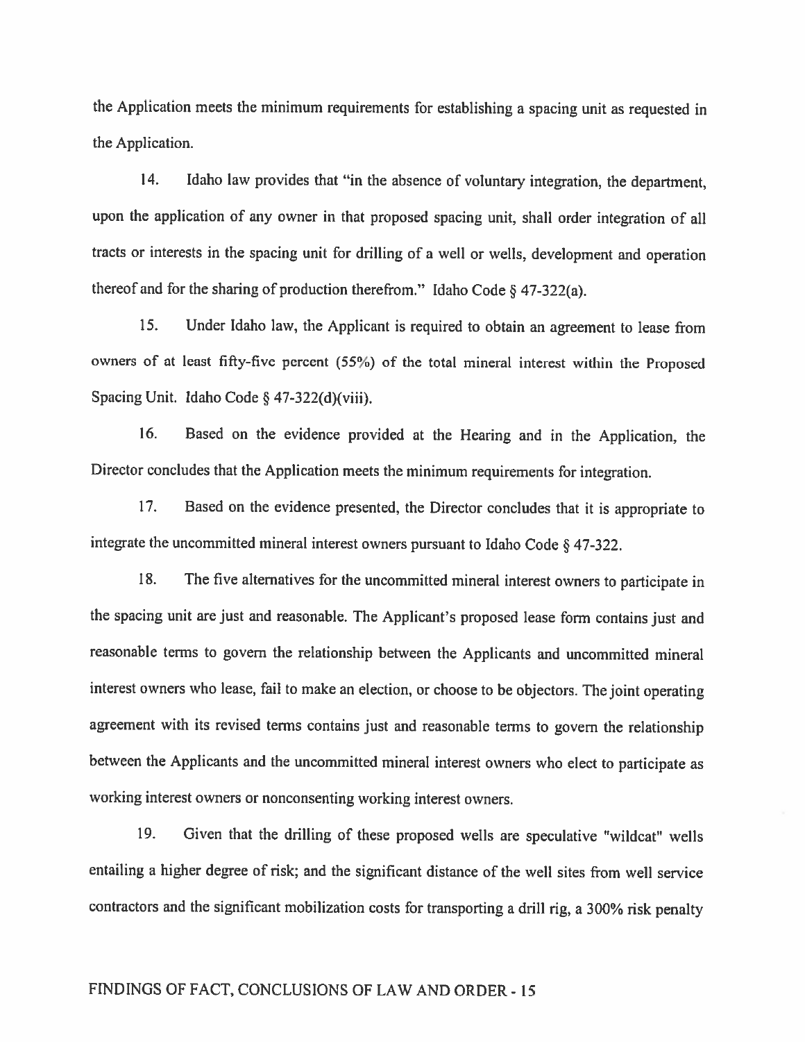the Application meets the minimum requirements for establishing a spacing unit as requested in the Application.

14. Idaho law provides that "in the absence of voluntary integration, the department, upon the application of any owner in that proposed spacing unit, shall order integration of all tracts or interests in the spacing unit for drilling of a well or wells, development and operation thereof and for the sharing of production therefrom." Idaho Code § 47-322(a).

15. Under Idaho law, the Applicant is required to obtain an agreement to lease from owners of at least fifty-five percent (55%) of the total mineral interest within the Proposed Spacing Unit. Idaho Code § 47-322(d)(viii).

16. Based on the evidence provided at the Hearing and in the Application, the Director concludes that the Application meets the minimum requirements for integration.

17. Based on the evidence presented, the Director concludes that it is appropriate to integrate the uncommitted mineral interest owners pursuant to Idaho Code § 47-322.

18. The five alternatives for the uncommitted mineral interest owners to participate in the spacing unit are just and reasonable. The Applicant's proposed lease form contains just and reasonable terms to govern the relationship between the Applicants and uncommitted mineral interest owners who lease, fail to make an election, or choose to be objectors. The joint operating agreement with its revised terms contains just and reasonable terms to govern the relationship between the Applicants and the uncommitted mineral interest owners who elect to participate as working interest owners or nonconsenting working interest owners.

19. Given that the drilling of these proposed wells are speculative "wildcat" wells entailing a higher degree of risk; and the significant distance of the well sites from well service contractors and the significant mobilization costs for transporting a drill rig, a 300% risk penalty

FINDINGS OF FACT, CONCLUSIONS OF LAW AND ORDER - 15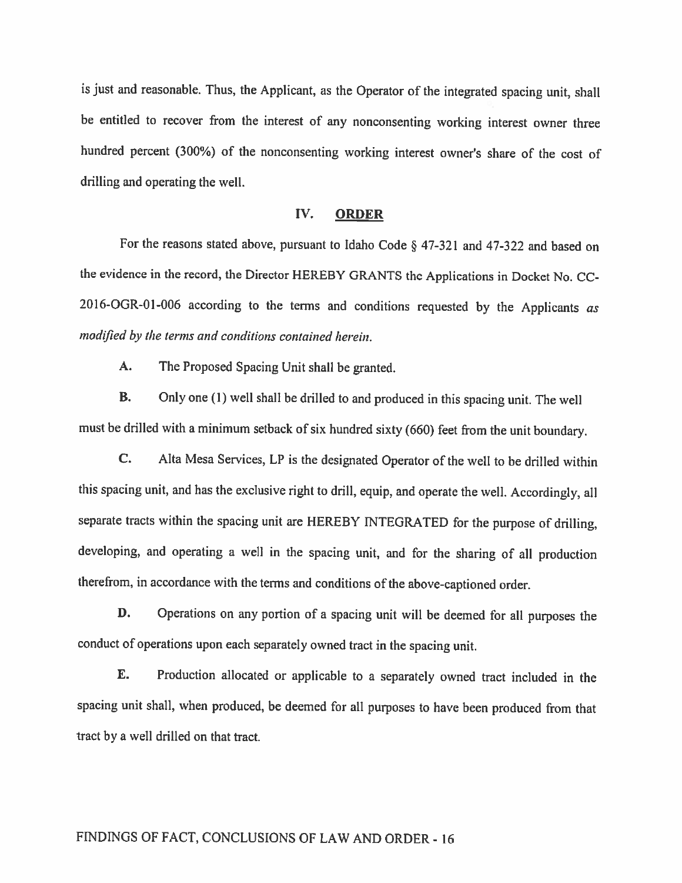is just and reasonable. Thus, the Applicant, as the Operator of the integrated spacing unit, shall be entitled to recover from the interest of any nonconsenting working interest owner three hundred percent (300%) of the nonconsenting working interest owner's share of the cost of drilling and operating the well.

## IV. ORDER

For the reasons stated above, pursuant to Idaho Code § 47-321 and 47-322 and based on the evidence in the record, the Director HEREBY GRANTS the Applications in Docket No. CC-2016-OGR-01-006 according to the terms and conditions requested by the Applicants *as modified by the terms and conditions contained herein.*

**A.** The Proposed Spacing Unit shall be granted.

**B.** Only one (1) well shall be drilled to and produced in this spacing unit. The well must be drilled with a minimum setback of six hundred sixty (660) feet from the unit boundary.

**C.** Alta Mesa Services, LP is the designated Operator of the well to be drilled within this spacing unit, and has the exclusive right to drill, equip, and operate the well. Accordingly, all separate tracts within the spacing unit are HEREBY INTEGRATED for the purpose of drilling, developing, and operating a well in the spacing unit, and for the sharing of all production therefrom, in accordance with the terms and conditions of the above-captioned order.

**D.** Operations on any portion of a spacing unit will be deemed for all purposes the conduct of operations upon each separately owned tract in the spacing unit.

**E.** Production allocated or applicable to a separately owned tract included in the spacing unit shall, when produced, be deemed for all purposes to have been produced from that tract by a well drilled on that tract.

FINDINGS OF FACT, CONCLUSIONS OF LAW AND ORDER - 16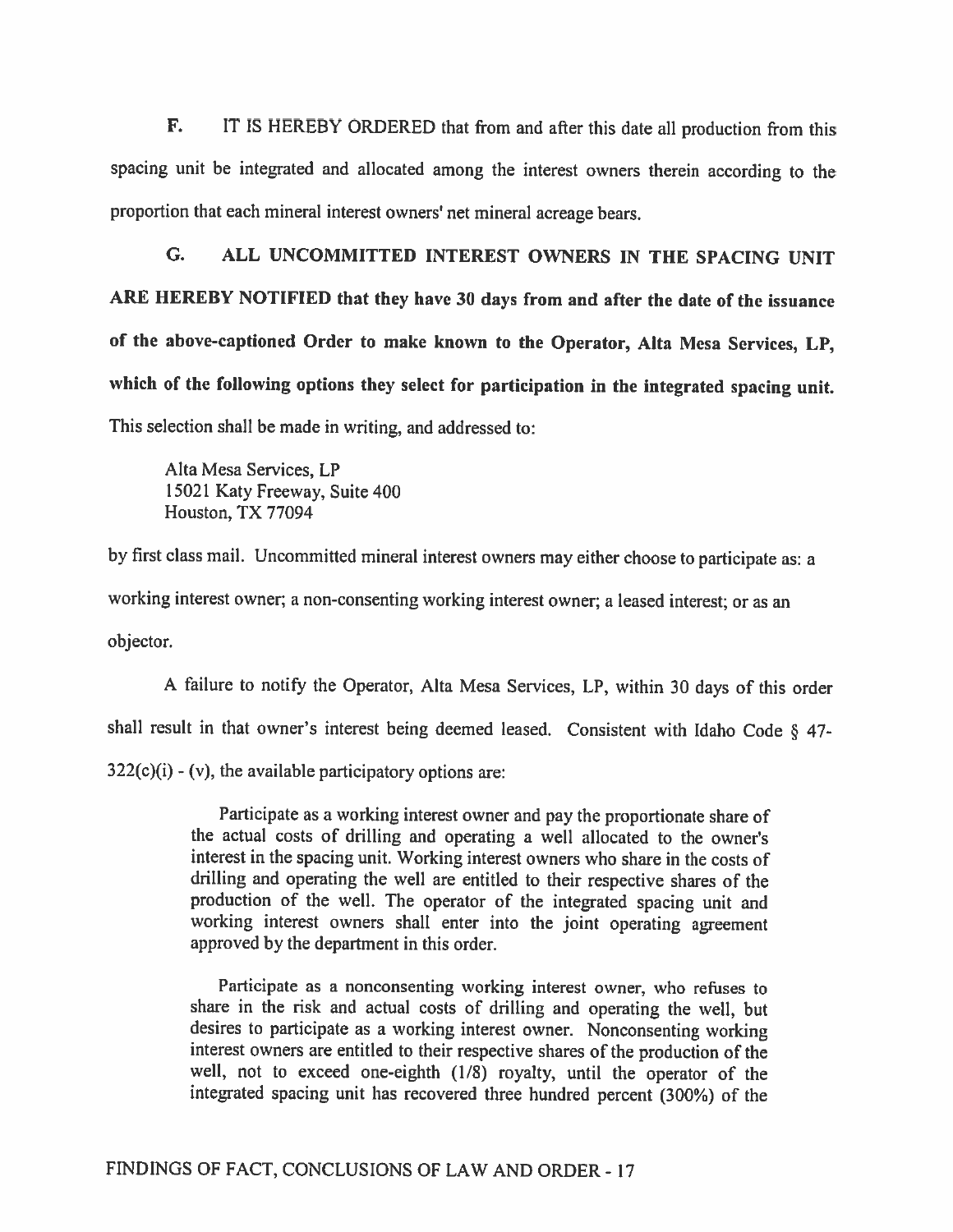**F.** IT IS HEREBY ORDERED that from and after this date all production from this spacing unit be integrated and allocated among the interest owners therein according to the proportion that each mineral interest owners' net mineral acreage bears.

**G. ALL UNCOMMITTED INTEREST OWNERS IN THE SPACING UNIT ARE HEREBY NOTIFIED that they have 30 days from and after the date of the issuance of the above-captioned Order to make known to the Operator, Alta Mesa Services, LP, which of the following options they select for participation in the integrated spacing unit.** This selection shall be made in writing, and addressed to:

> Alta Mesa Services, LP
> 15021 Katy Freeway, Suite 400
> Houston, TX 77094

by first class mail. Uncommitted mineral interest owners may either choose to participate as: a working interest owner; a non-consenting working interest owner; a leased interest; or as an objector.

A failure to notify the Operator, Alta Mesa Services, LP, within 30 days of this order shall result in that owner's interest being deemed leased. Consistent with Idaho Code § 47-322(c)(i) - (v), the available participatory options are:

> Participate as a working interest owner and pay the proportionate share of the actual costs of drilling and operating a well allocated to the owner's interest in the spacing unit. Working interest owners who share in the costs of drilling and operating the well are entitled to their respective shares of the production of the well. The operator of the integrated spacing unit and working interest owners shall enter into the joint operating agreement approved by the department in this order.
>
> Participate as a nonconsenting working interest owner, who refuses to share in the risk and actual costs of drilling and operating the well, but desires to participate as a working interest owner. Nonconsenting working interest owners are entitled to their respective shares of the production of the well, not to exceed one-eighth (1/8) royalty, until the operator of the integrated spacing unit has recovered three hundred percent (300%) of the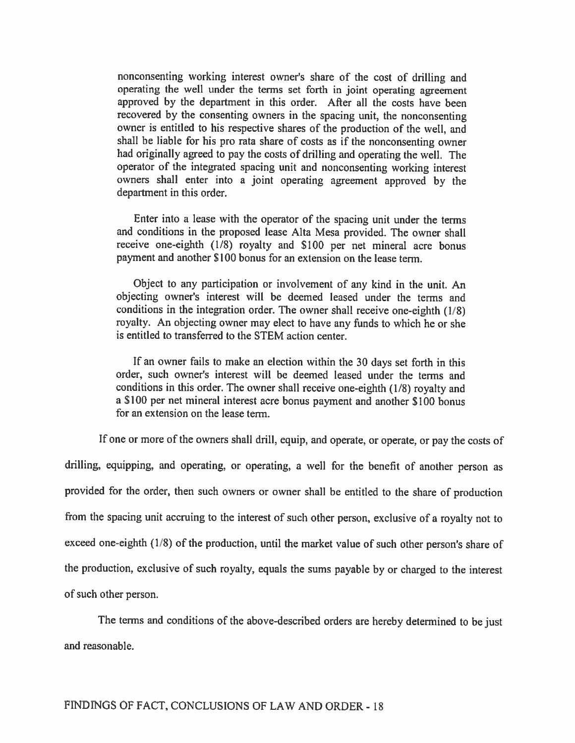nonconsenting working interest owner's share of the cost of drilling and operating the well under the terms set forth in joint operating agreement approved by the department in this order. After all the costs have been recovered by the consenting owners in the spacing unit, the nonconsenting owner is entitled to his respective shares of the production of the well, and shall be liable for his pro rata share of costs as if the nonconsenting owner had originally agreed to pay the costs of drilling and operating the well. The operator of the integrated spacing unit and nonconsenting working interest owners shall enter into a joint operating agreement approved by the department in this order.

Enter into a lease with the operator of the spacing unit under the terms and conditions in the proposed lease Alta Mesa provided. The owner shall receive one-eighth (1/8) royalty and $100 per net mineral acre bonus payment and another $100 bonus for an extension on the lease term.

Object to any participation or involvement of any kind in the unit. An objecting owner's interest will be deemed leased under the terms and conditions in the integration order. The owner shall receive one-eighth (1/8) royalty. An objecting owner may elect to have any funds to which he or she is entitled to transferred to the STEM action center.

If an owner fails to make an election within the 30 days set forth in this order, such owner's interest will be deemed leased under the terms and conditions in this order. The owner shall receive one-eighth (1/8) royalty and a $100 per net mineral interest acre bonus payment and another $100 bonus for an extension on the lease term.

If one or more of the owners shall drill, equip, and operate, or operate, or pay the costs of drilling, equipping, and operating, or operating, a well for the benefit of another person as provided for the order, then such owners or owner shall be entitled to the share of production from the spacing unit accruing to the interest of such other person, exclusive of a royalty not to exceed one-eighth (1/8) of the production, until the market value of such other person's share of the production, exclusive of such royalty, equals the sums payable by or charged to the interest of such other person.

The terms and conditions of the above-described orders are hereby determined to be just and reasonable.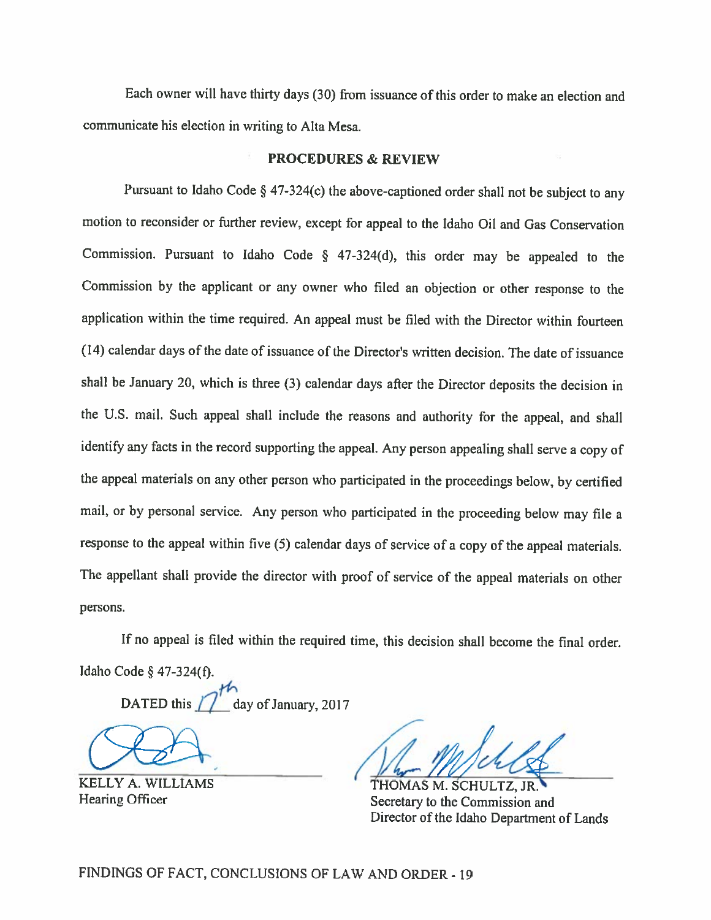Each owner will have thirty days (30) from issuance of this order to make an election and communicate his election in writing to Alta Mesa.

## PROCEDURES & REVIEW

Pursuant to Idaho Code § 47-324(c) the above-captioned order shall not be subject to any motion to reconsider or further review, except for appeal to the Idaho Oil and Gas Conservation Commission. Pursuant to Idaho Code § 47-324(d), this order may be appealed to the Commission by the applicant or any owner who filed an objection or other response to the application within the time required. An appeal must be filed with the Director within fourteen (14) calendar days of the date of issuance of the Director's written decision. The date of issuance shall be January 20, which is three (3) calendar days after the Director deposits the decision in the U.S. mail. Such appeal shall include the reasons and authority for the appeal, and shall identify any facts in the record supporting the appeal. Any person appealing shall serve a copy of the appeal materials on any other person who participated in the proceedings below, by certified mail, or by personal service. Any person who participated in the proceeding below may file a response to the appeal within five (5) calendar days of service of a copy of the appeal materials. The appellant shall provide the director with proof of service of the appeal materials on other persons.

If no appeal is filed within the required time, this decision shall become the final order. Idaho Code § 47-324(f).

DATED this 17th day of January, 2017

KELLY A. WILLIAMS
Hearing Officer

THOMAS M. SCHULTZ, JR.
Secretary to the Commission and
Director of the Idaho Department of Lands

FINDINGS OF FACT, CONCLUSIONS OF LAW AND ORDER - 19